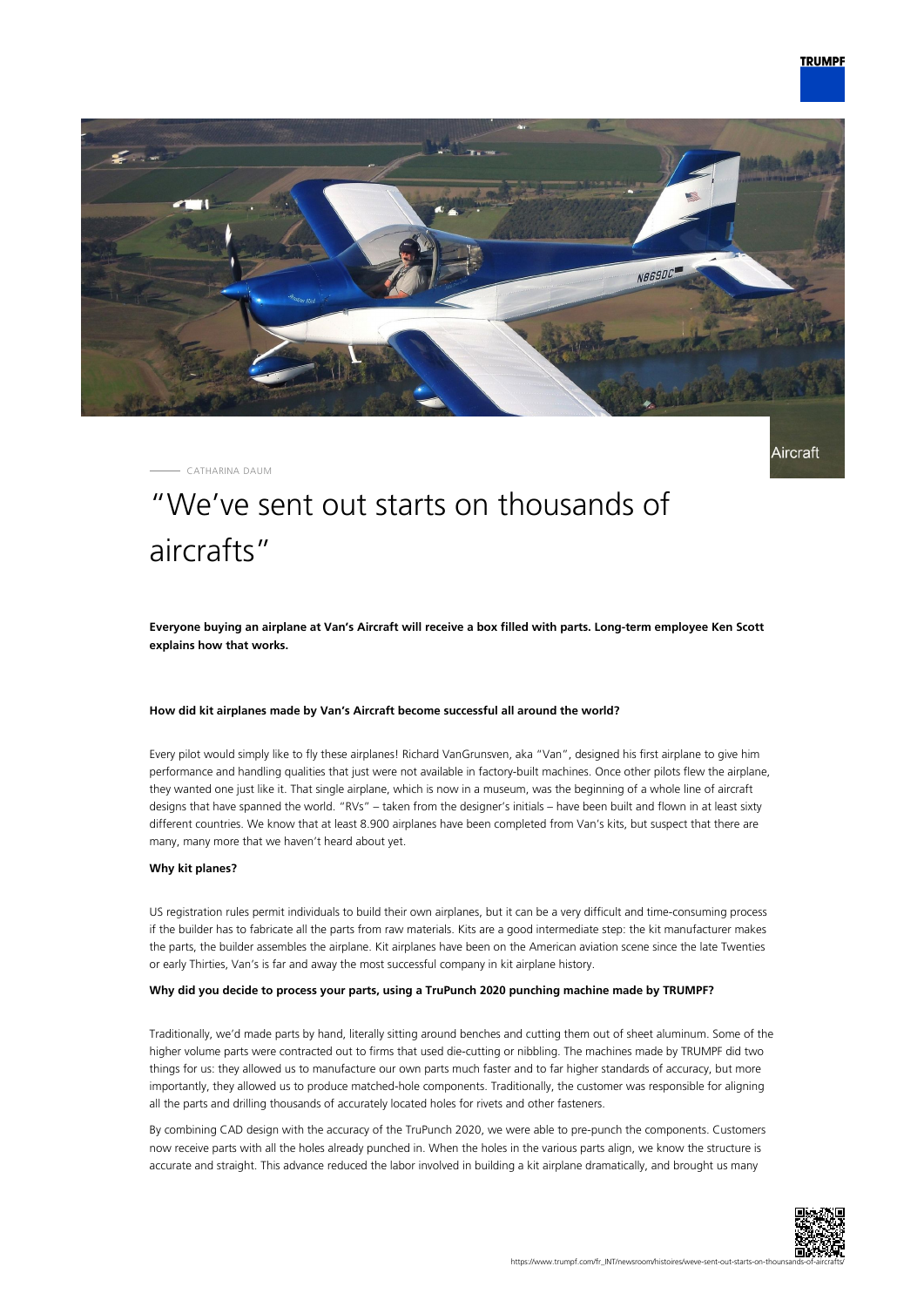Aircraft

CATHARINA DAUM

# "We've sent out starts on thousands of aircrafts"

**Everyone buying an airplane at Van's Aircraft will receive a box filled with parts. Long-term employee Ken Scott explains how that works.**

**How did kit airplanes made by Van's Aircraft become successful all around the world?**

Every pilot would simply like to fly these airplanes! Richard VanGrunsven, aka "Van", designed his first airplane to give him performance and handling qualities that just were not available in factory-built machines. Once other pilots flew the airplane, they wanted one just like it. That single airplane, which is now in a museum, was the beginning of a whole line of aircraft designs that have spanned the world. "RVs" – taken from the designer's initials – have been built and flown in at least sixty different countries. We know that at least 8.900 airplanes have been completed from Van's kits, but suspect that there are many, many more that we haven't heard about yet.

**Why kit planes?**

US registration rules permit individuals to build their own airplanes, but it can be a very difficult and time-consuming process if the builder has to fabricate all the parts from raw materials. Kits are a good intermediate step: the kit manufacturer makes the parts, the builder assembles the airplane. Kit airplanes have been on the American aviation scene since the late Twenties or early Thirties, Van's is far and away the most successful company in kit airplane history.

**Why did you decide to process your parts, using a TruPunch 2020 punching machine made by TRUMPF?**

Traditionally, we'd made parts by hand, literally sitting around benches and cutting them out of sheet aluminum. Some of the higher volume parts were contracted out to firms that used die-cutting or nibbling. The machines made by TRUMPF did two things for us: they allowed us to manufacture our own parts much faster and to far higher standards of accuracy, but more importantly, they allowed us to produce matched-hole components. Traditionally, the customer was responsible for aligning all the parts and drilling thousands of accurately located holes for rivets and other fasteners.

By combining CAD design with the accuracy of the TruPunch 2020, we were able to pre-punch the components. Customers now receive parts with all the holes already punched in. When the holes in the various parts align, we know the structure is accurate and straight. This advance reduced the labor involved in building a kit airplane dramatically, and brought us many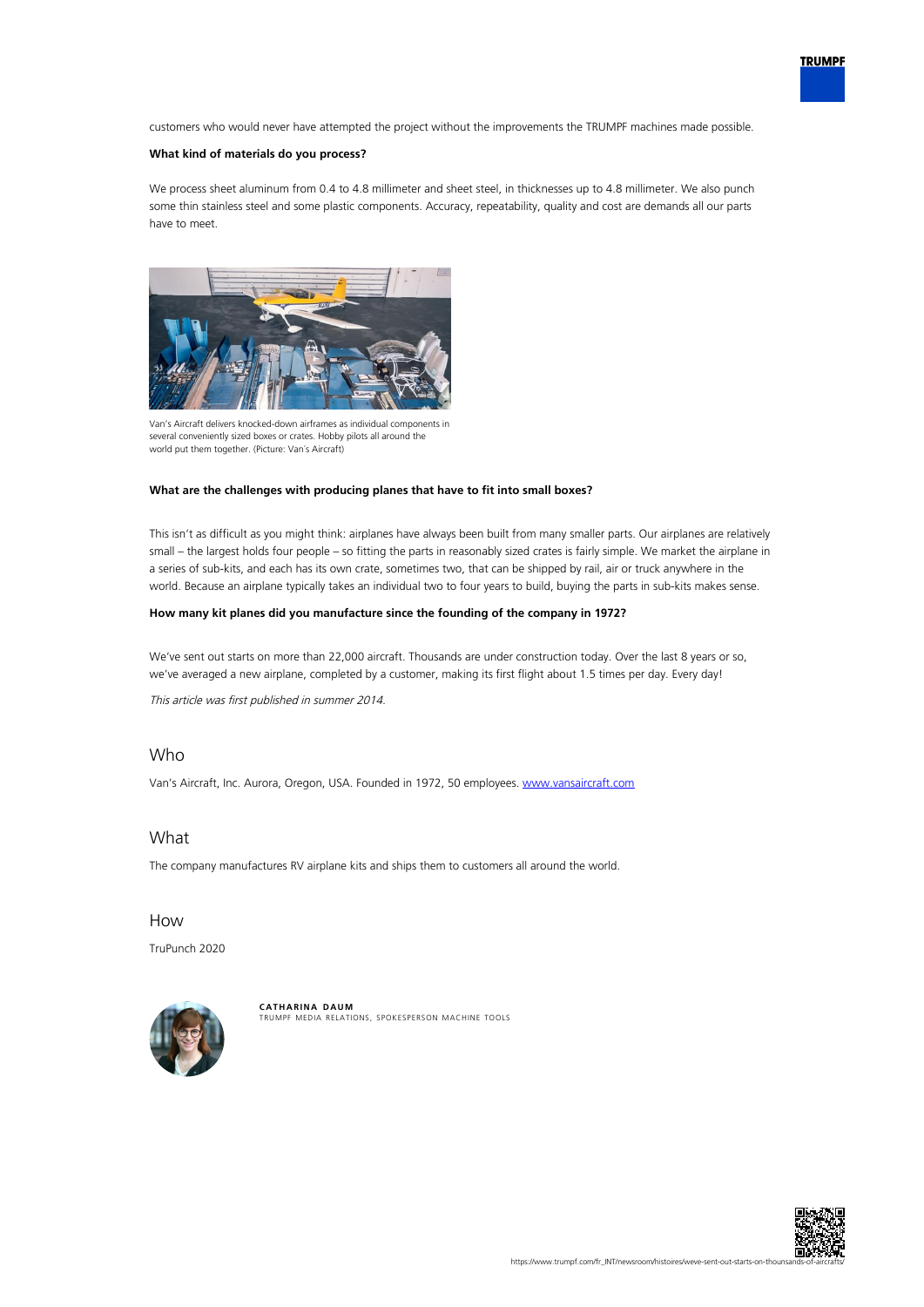customers who would never have attempted the project without the improvements the TRUMPF machines made possible.

**What kind of materials do you process?**

We process sheet aluminum from 0.4 to 4.8 millimeter and sheet steel, in thicknesses up to 4.8 millimeter. We also punch some thin stainless steel and some plastic components. Accuracy, repeatability, quality and cost are demands all our parts have to meet.

Van's Aircraft delivers knocked-down airframes as individual components in several conveniently sized boxes or crates. Hobby pilots all around the world put them together. (Picture: Van's Aircraft)

**What are the challenges with producing planes that have to fit into small boxes?**

This isn't as difficult as you might think: airplanes have always been built from many smaller parts. Our airplanes are relatively small – the largest holds four people – so fitting the parts in reasonably sized crates is fairly simple. We market the airplane in a series of sub-kits, and each has its own crate, sometimes two, that can be shipped by rail, air or truck anywhere in the world. Because an airplane typically takes an individual two to four years to build, buying the parts in sub-kits makes sense.

**How many kit planes did you manufacture since the founding of the company in 1972?**

We've sent out starts on more than 22,000 aircraft. Thousands are under construction today. Over the last 8 years or so, we've averaged a new airplane, completed by a customer, making its first flight about 1.5 times per day. Every day!

*This article was first published in summer 2014.*

## Who

Van's Aircraft, Inc. Aurora, Oregon, USA. Founded in 1972, 50 employees. [www.vansaircraft.com](www.vansaircraft.com)

## What

The company manufactures RV airplane kits and ships them to customers all around the world.

## How

TruPunch 2020

**CATHARINA DAUM**
TRUMPF MEDIA RELATIONS, SPOKESPERSON MACHINE TOOLS